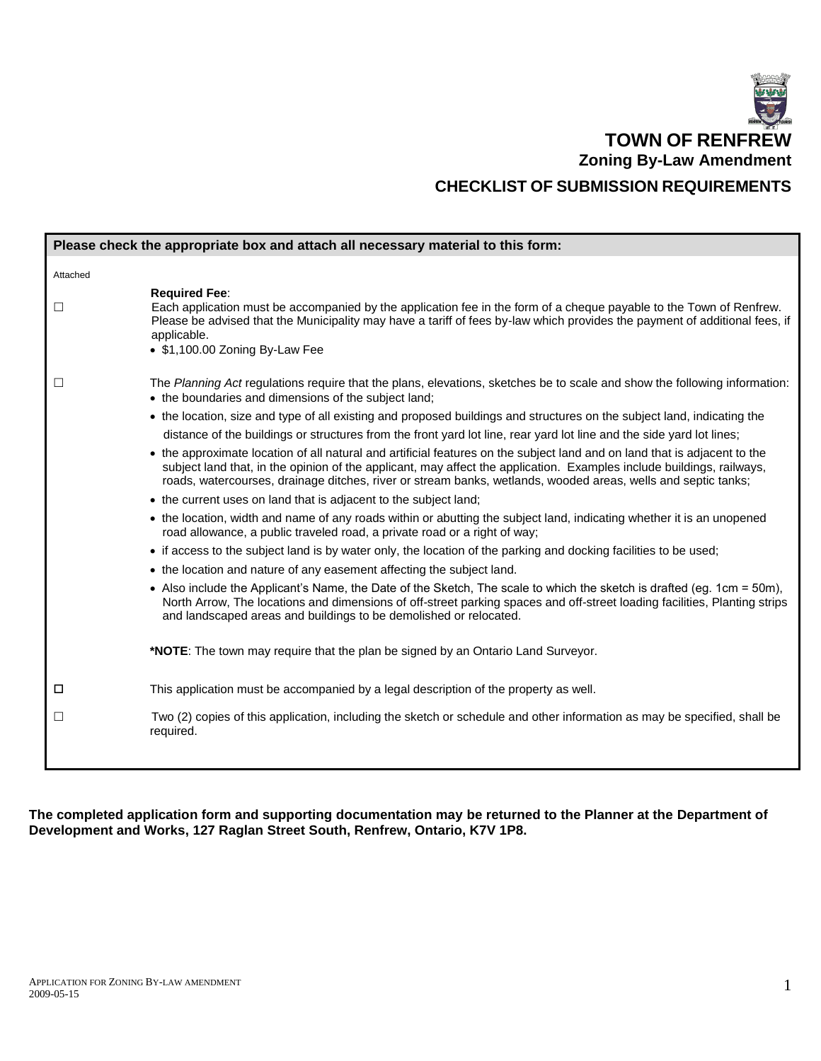# TOWN OF RENFREW

## Zoning By-Law Amendment

## CHECKLIST OF SUBMISSION REQUIREMENTS

**Please check the appropriate box and attach all necessary material to this form:**

Attached

☐ **Required Fee**:
Each application must be accompanied by the application fee in the form of a cheque payable to the Town of Renfrew. Please be advised that the Municipality may have a tariff of fees by-law which provides the payment of additional fees, if applicable.

- $1,100.00 Zoning By-Law Fee

☐ The *Planning Act* regulations require that the plans, elevations, sketches be to scale and show the following information:

- the boundaries and dimensions of the subject land;
- the location, size and type of all existing and proposed buildings and structures on the subject land, indicating the distance of the buildings or structures from the front yard lot line, rear yard lot line and the side yard lot lines;
- the approximate location of all natural and artificial features on the subject land and on land that is adjacent to the subject land that, in the opinion of the applicant, may affect the application. Examples include buildings, railways, roads, watercourses, drainage ditches, river or stream banks, wetlands, wooded areas, wells and septic tanks;
- the current uses on land that is adjacent to the subject land;
- the location, width and name of any roads within or abutting the subject land, indicating whether it is an unopened road allowance, a public traveled road, a private road or a right of way;
- if access to the subject land is by water only, the location of the parking and docking facilities to be used;
- the location and nature of any easement affecting the subject land.
- Also include the Applicant's Name, the Date of the Sketch, The scale to which the sketch is drafted (eg. 1cm = 50m), North Arrow, The locations and dimensions of off-street parking spaces and off-street loading facilities, Planting strips and landscaped areas and buildings to be demolished or relocated.

**\*NOTE**: The town may require that the plan be signed by an Ontario Land Surveyor.

☐ This application must be accompanied by a legal description of the property as well.

☐ Two (2) copies of this application, including the sketch or schedule and other information as may be specified, shall be required.

**The completed application form and supporting documentation may be returned to the Planner at the Department of Development and Works, 127 Raglan Street South, Renfrew, Ontario, K7V 1P8.**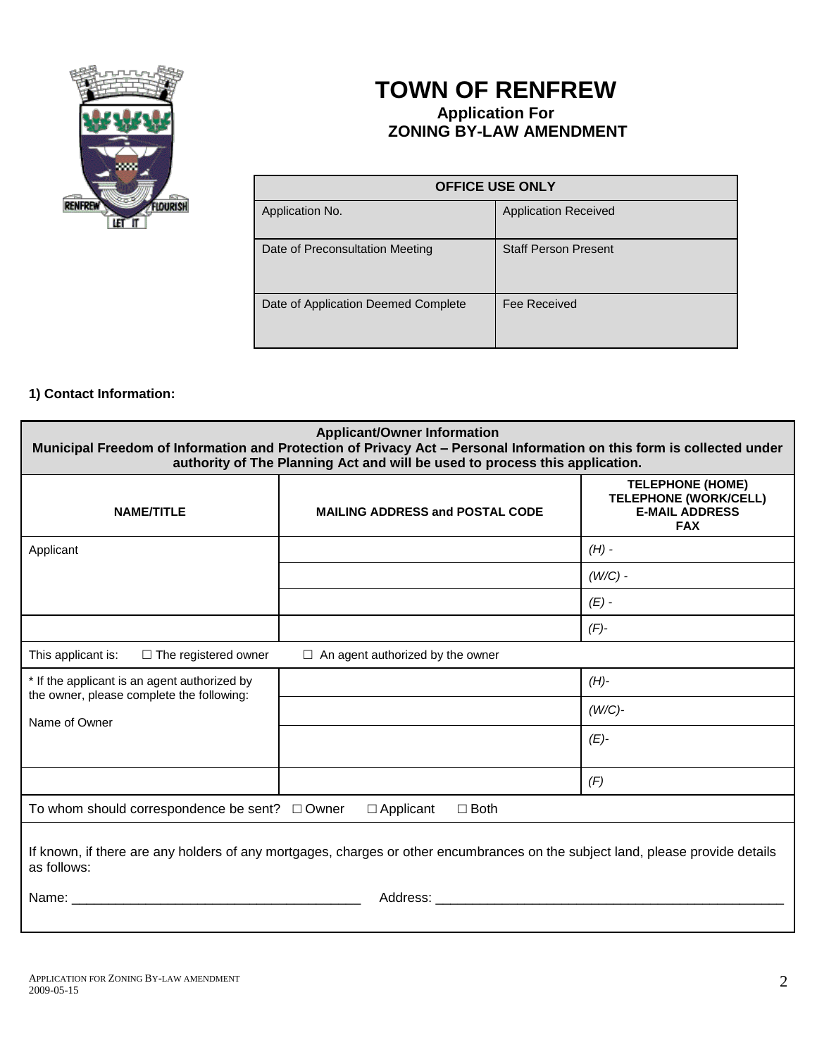# TOWN OF RENFREW

**Application For**
**ZONING BY-LAW AMENDMENT**

| OFFICE USE ONLY | |
|---|---|
| Application No. | Application Received |
| Date of Preconsultation Meeting | Staff Person Present |
| Date of Application Deemed Complete | Fee Received |

**1) Contact Information:**

| **Applicant/Owner Information** **Municipal Freedom of Information and Protection of Privacy Act – Personal Information on this form is collected under authority of The Planning Act and will be used to process this application.** | | |
|---|---|---|
| **NAME/TITLE** | **MAILING ADDRESS and POSTAL CODE** | **TELEPHONE (HOME)** **TELEPHONE (WORK/CELL)** **E-MAIL ADDRESS** **FAX** |
| Applicant | | *(H)* - |
| | | *(W/C)* - |
| | | *(E)* - |
| | | *(F)*- |
| This applicant is: ☐ The registered owner ☐ An agent authorized by the owner | | |
| * If the applicant is an agent authorized by the owner, please complete the following: Name of Owner | | *(H)*- |
| | | *(W/C)*- |
| | | *(E)*- |
| | | *(F)* |
| To whom should correspondence be sent? ☐ Owner ☐ Applicant ☐ Both | | |

If known, if there are any holders of any mortgages, charges or other encumbrances on the subject land, please provide details as follows:

Name: _______________________________________ Address: ________________________________________________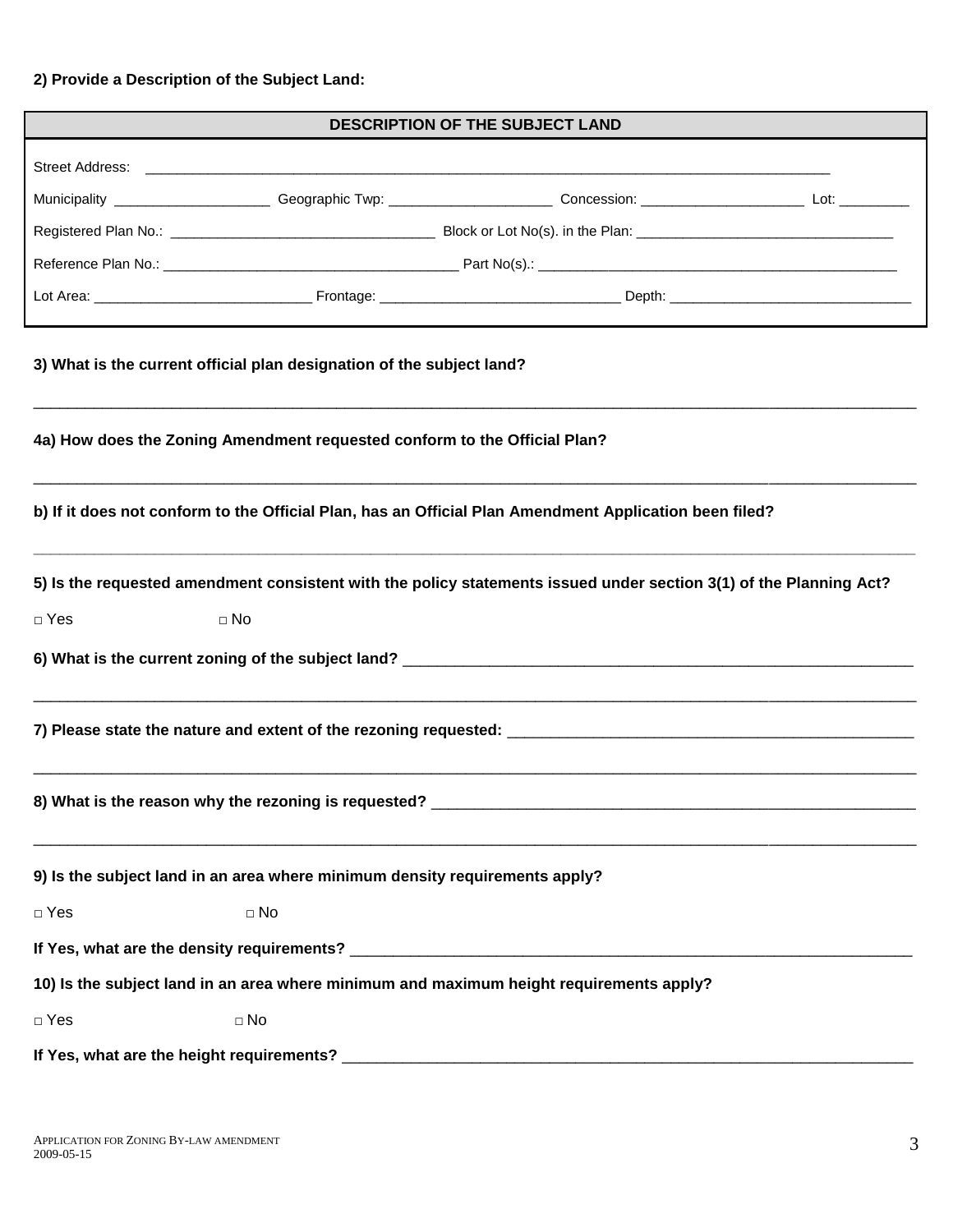**2) Provide a Description of the Subject Land:**

| DESCRIPTION OF THE SUBJECT LAND |
|---|
| Street Address: ______________________________________________ |
| Municipality ____________________ Geographic Twp: ____________________ Concession: ____________________ Lot: _________ |
| Registered Plan No.: _________________________________ Block or Lot No(s). in the Plan: _________________________________ |
| Reference Plan No.: ______________________________________ Part No(s).: ______________________________________________ |
| Lot Area: ____________________________ Frontage: ______________________________ Depth: _______________________________ |

**3) What is the current official plan designation of the subject land?**

_____________________________________________________________________________________________

**4a) How does the Zoning Amendment requested conform to the Official Plan?**

_____________________________________________________________________________________________

**b) If it does not conform to the Official Plan, has an Official Plan Amendment Application been filed?**

_____________________________________________________________________________________________

**5) Is the requested amendment consistent with the policy statements issued under section 3(1) of the Planning Act?**

□ Yes □ No

**6) What is the current zoning of the subject land?** _______________________________________________________________

_____________________________________________________________________________________________

**7) Please state the nature and extent of the rezoning requested:** _________________________________________________

_____________________________________________________________________________________________

**8) What is the reason why the rezoning is requested?** ______________________________________________________

_____________________________________________________________________________________________

**9) Is the subject land in an area where minimum density requirements apply?**

□ Yes □ No

**If Yes, what are the density requirements?** ____________________________________________________________________

**10) Is the subject land in an area where minimum and maximum height requirements apply?**

□ Yes □ No

**If Yes, what are the height requirements?** _____________________________________________________________________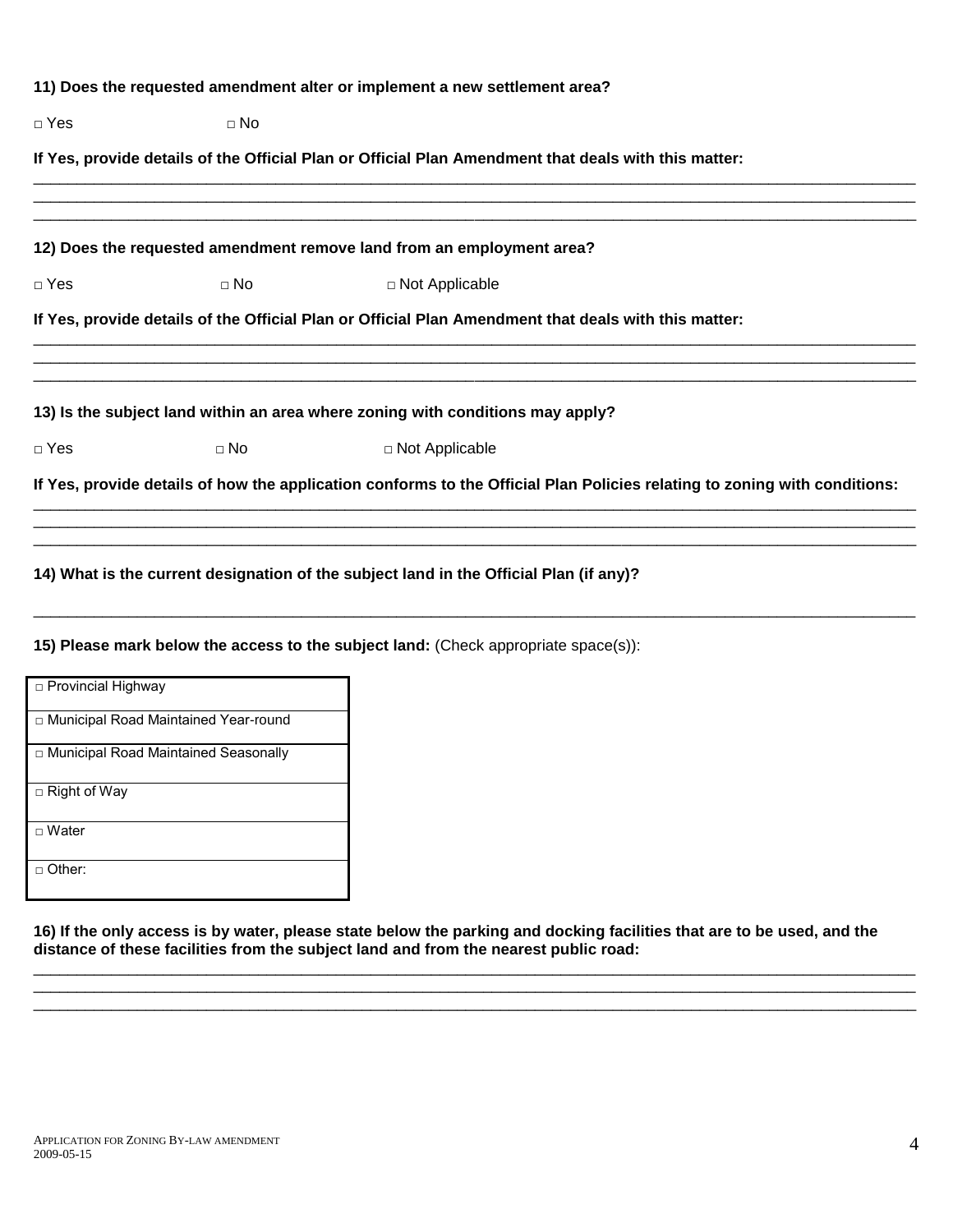**11) Does the requested amendment alter or implement a new settlement area?**

□ Yes □ No

**If Yes, provide details of the Official Plan or Official Plan Amendment that deals with this matter:**

\_\_\_\_\_\_\_\_\_\_\_\_\_\_\_\_\_\_\_\_\_\_\_\_\_\_\_\_\_\_\_\_\_\_\_\_\_\_\_\_\_\_\_\_\_\_\_\_\_\_\_\_\_\_\_\_\_\_\_\_\_\_\_\_\_\_\_\_\_\_\_\_\_\_\_\_\_\_
\_\_\_\_\_\_\_\_\_\_\_\_\_\_\_\_\_\_\_\_\_\_\_\_\_\_\_\_\_\_\_\_\_\_\_\_\_\_\_\_\_\_\_\_\_\_\_\_\_\_\_\_\_\_\_\_\_\_\_\_\_\_\_\_\_\_\_\_\_\_\_\_\_\_\_\_\_\_
\_\_\_\_\_\_\_\_\_\_\_\_\_\_\_\_\_\_\_\_\_\_\_\_\_\_\_\_\_\_\_\_\_\_\_\_\_\_\_\_\_\_\_\_\_\_\_\_\_\_\_\_\_\_\_\_\_\_\_\_\_\_\_\_\_\_\_\_\_\_\_\_\_\_\_\_\_\_

**12) Does the requested amendment remove land from an employment area?**

□ Yes □ No □ Not Applicable

**If Yes, provide details of the Official Plan or Official Plan Amendment that deals with this matter:**

\_\_\_\_\_\_\_\_\_\_\_\_\_\_\_\_\_\_\_\_\_\_\_\_\_\_\_\_\_\_\_\_\_\_\_\_\_\_\_\_\_\_\_\_\_\_\_\_\_\_\_\_\_\_\_\_\_\_\_\_\_\_\_\_\_\_\_\_\_\_\_\_\_\_\_\_\_\_
\_\_\_\_\_\_\_\_\_\_\_\_\_\_\_\_\_\_\_\_\_\_\_\_\_\_\_\_\_\_\_\_\_\_\_\_\_\_\_\_\_\_\_\_\_\_\_\_\_\_\_\_\_\_\_\_\_\_\_\_\_\_\_\_\_\_\_\_\_\_\_\_\_\_\_\_\_\_
\_\_\_\_\_\_\_\_\_\_\_\_\_\_\_\_\_\_\_\_\_\_\_\_\_\_\_\_\_\_\_\_\_\_\_\_\_\_\_\_\_\_\_\_\_\_\_\_\_\_\_\_\_\_\_\_\_\_\_\_\_\_\_\_\_\_\_\_\_\_\_\_\_\_\_\_\_\_

**13) Is the subject land within an area where zoning with conditions may apply?**

□ Yes □ No □ Not Applicable

**If Yes, provide details of how the application conforms to the Official Plan Policies relating to zoning with conditions:**

\_\_\_\_\_\_\_\_\_\_\_\_\_\_\_\_\_\_\_\_\_\_\_\_\_\_\_\_\_\_\_\_\_\_\_\_\_\_\_\_\_\_\_\_\_\_\_\_\_\_\_\_\_\_\_\_\_\_\_\_\_\_\_\_\_\_\_\_\_\_\_\_\_\_\_\_\_\_
\_\_\_\_\_\_\_\_\_\_\_\_\_\_\_\_\_\_\_\_\_\_\_\_\_\_\_\_\_\_\_\_\_\_\_\_\_\_\_\_\_\_\_\_\_\_\_\_\_\_\_\_\_\_\_\_\_\_\_\_\_\_\_\_\_\_\_\_\_\_\_\_\_\_\_\_\_\_
\_\_\_\_\_\_\_\_\_\_\_\_\_\_\_\_\_\_\_\_\_\_\_\_\_\_\_\_\_\_\_\_\_\_\_\_\_\_\_\_\_\_\_\_\_\_\_\_\_\_\_\_\_\_\_\_\_\_\_\_\_\_\_\_\_\_\_\_\_\_\_\_\_\_\_\_\_\_

**14) What is the current designation of the subject land in the Official Plan (if any)?**

\_\_\_\_\_\_\_\_\_\_\_\_\_\_\_\_\_\_\_\_\_\_\_\_\_\_\_\_\_\_\_\_\_\_\_\_\_\_\_\_\_\_\_\_\_\_\_\_\_\_\_\_\_\_\_\_\_\_\_\_\_\_\_\_\_\_\_\_\_\_\_\_\_\_\_\_\_\_

**15) Please mark below the access to the subject land:** (Check appropriate space(s)):

| □ Provincial Highway |
|---|
| □ Municipal Road Maintained Year-round |
| □ Municipal Road Maintained Seasonally |
| □ Right of Way |
| □ Water |
| □ Other: |

**16) If the only access is by water, please state below the parking and docking facilities that are to be used, and the distance of these facilities from the subject land and from the nearest public road:**

\_\_\_\_\_\_\_\_\_\_\_\_\_\_\_\_\_\_\_\_\_\_\_\_\_\_\_\_\_\_\_\_\_\_\_\_\_\_\_\_\_\_\_\_\_\_\_\_\_\_\_\_\_\_\_\_\_\_\_\_\_\_\_\_\_\_\_\_\_\_\_\_\_\_\_\_\_\_
\_\_\_\_\_\_\_\_\_\_\_\_\_\_\_\_\_\_\_\_\_\_\_\_\_\_\_\_\_\_\_\_\_\_\_\_\_\_\_\_\_\_\_\_\_\_\_\_\_\_\_\_\_\_\_\_\_\_\_\_\_\_\_\_\_\_\_\_\_\_\_\_\_\_\_\_\_\_
\_\_\_\_\_\_\_\_\_\_\_\_\_\_\_\_\_\_\_\_\_\_\_\_\_\_\_\_\_\_\_\_\_\_\_\_\_\_\_\_\_\_\_\_\_\_\_\_\_\_\_\_\_\_\_\_\_\_\_\_\_\_\_\_\_\_\_\_\_\_\_\_\_\_\_\_\_\_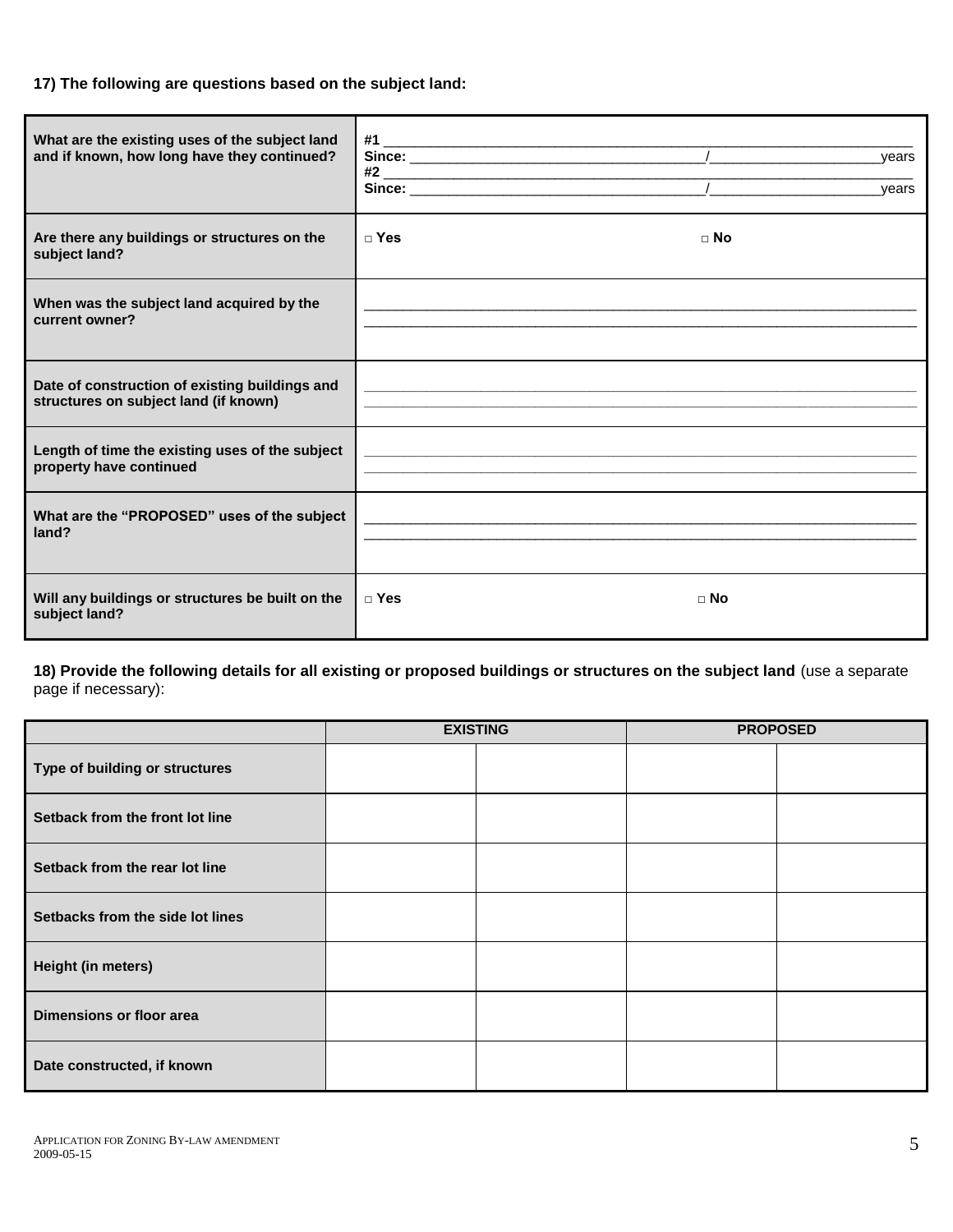**17) The following are questions based on the subject land:**

| | |
|---|---|
| **What are the existing uses of the subject land and if known, how long have they continued?** | **#1** ________________________________________ **Since:** ____________________ / ____________ years **#2** ________________________________________ **Since:** ____________________ / ____________ years |
| **Are there any buildings or structures on the subject land?** | □ **Yes** □ **No** |
| **When was the subject land acquired by the current owner?** | ________________________________________ |
| **Date of construction of existing buildings and structures on subject land (if known)** | ________________________________________ |
| **Length of time the existing uses of the subject property have continued** | ________________________________________ |
| **What are the "PROPOSED" uses of the subject land?** | ________________________________________ |
| **Will any buildings or structures be built on the subject land?** | □ **Yes** □ **No** |

**18) Provide the following details for all existing or proposed buildings or structures on the subject land** (use a separate page if necessary):

| | **EXISTING** | | **PROPOSED** | |
|---|---|---|---|---|
| **Type of building or structures** | | | | |
| **Setback from the front lot line** | | | | |
| **Setback from the rear lot line** | | | | |
| **Setbacks from the side lot lines** | | | | |
| **Height (in meters)** | | | | |
| **Dimensions or floor area** | | | | |
| **Date constructed, if known** | | | | |

APPLICATION FOR ZONING BY-LAW AMENDMENT
2009-05-15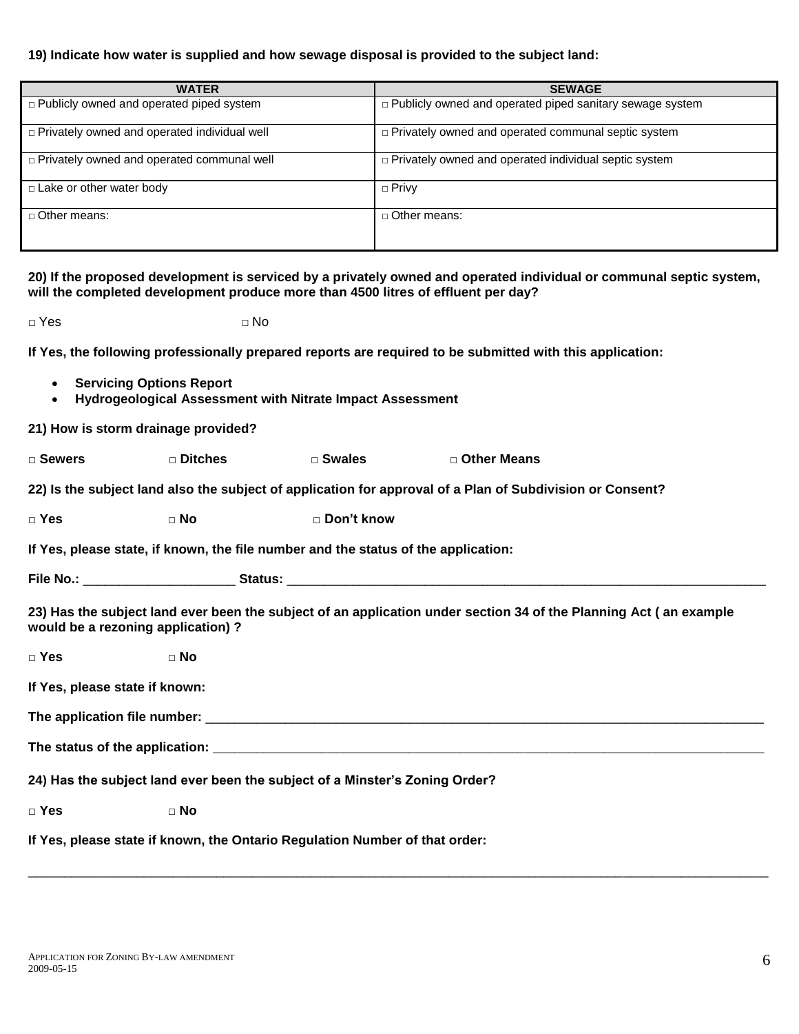**19) Indicate how water is supplied and how sewage disposal is provided to the subject land:**

| WATER | SEWAGE |
|---|---|
| □ Publicly owned and operated piped system | □ Publicly owned and operated piped sanitary sewage system |
| □ Privately owned and operated individual well | □ Privately owned and operated communal septic system |
| □ Privately owned and operated communal well | □ Privately owned and operated individual septic system |
| □ Lake or other water body | □ Privy |
| □ Other means: | □ Other means: |

**20) If the proposed development is serviced by a privately owned and operated individual or communal septic system, will the completed development produce more than 4500 litres of effluent per day?**

□ Yes □ No

**If Yes, the following professionally prepared reports are required to be submitted with this application:**

- **Servicing Options Report**
- **Hydrogeological Assessment with Nitrate Impact Assessment**

**21) How is storm drainage provided?**

**□ Sewers □ Ditches □ Swales □ Other Means**

**22) Is the subject land also the subject of application for approval of a Plan of Subdivision or Consent?**

**□ Yes □ No □ Don't know**

**If Yes, please state, if known, the file number and the status of the application:**

**File No.:** ____________________ **Status:** ____________________________________________________________________

**23) Has the subject land ever been the subject of an application under section 34 of the Planning Act ( an example would be a rezoning application) ?**

**□ Yes □ No**

**If Yes, please state if known:**

**The application file number:** ______________________________________________________________________________

**The status of the application:** ______________________________________________________________________________

**24) Has the subject land ever been the subject of a Minster's Zoning Order?**

**□ Yes □ No**

**If Yes, please state if known, the Ontario Regulation Number of that order:**

____________________________________________________________________________________________________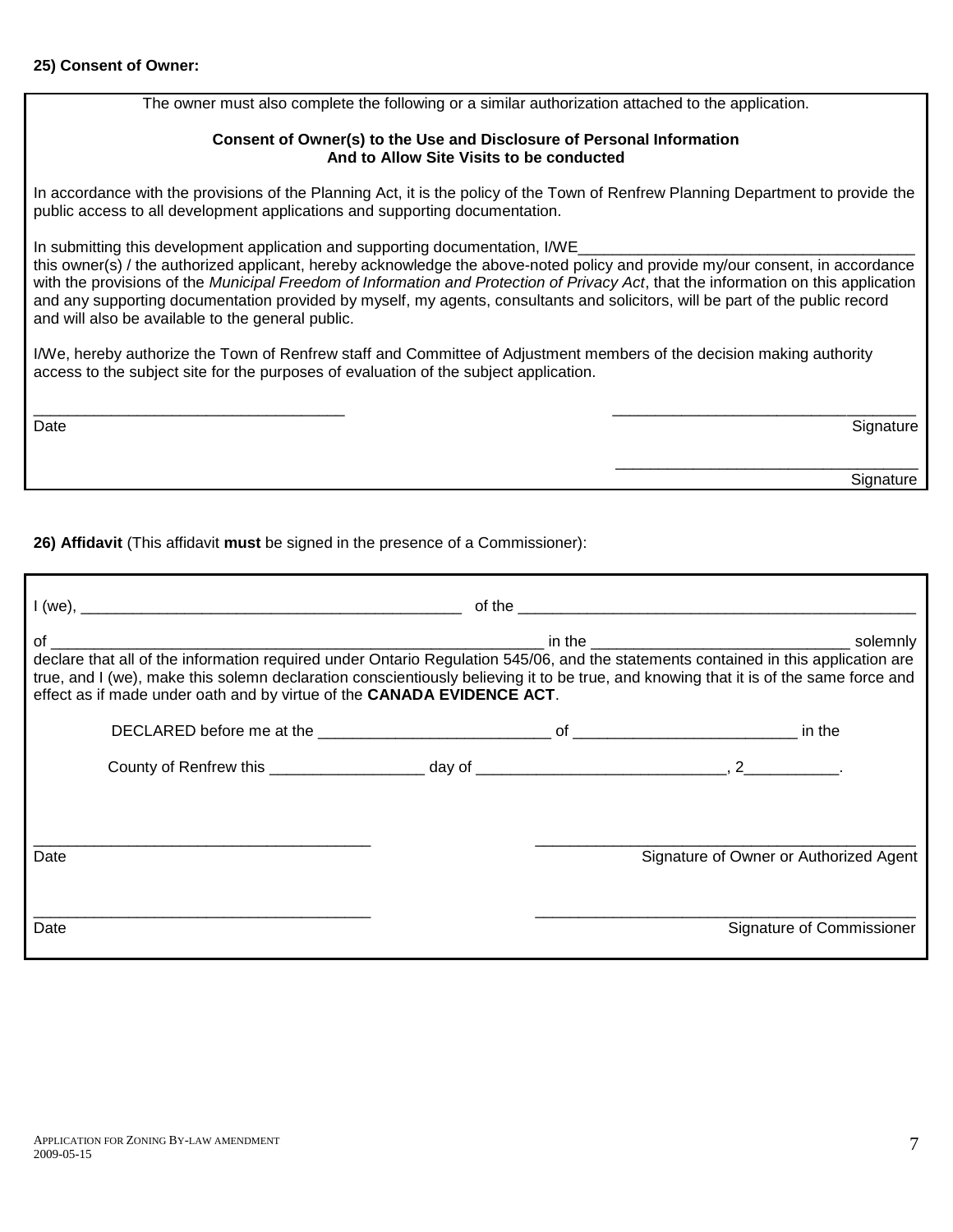**25) Consent of Owner:**

The owner must also complete the following or a similar authorization attached to the application.

**Consent of Owner(s) to the Use and Disclosure of Personal Information**
**And to Allow Site Visits to be conducted**

In accordance with the provisions of the Planning Act, it is the policy of the Town of Renfrew Planning Department to provide the public access to all development applications and supporting documentation.

In submitting this development application and supporting documentation, I/WE________________________________________ this owner(s) / the authorized applicant, hereby acknowledge the above-noted policy and provide my/our consent, in accordance with the provisions of the *Municipal Freedom of Information and Protection of Privacy Act*, that the information on this application and any supporting documentation provided by myself, my agents, consultants and solicitors, will be part of the public record and will also be available to the general public.

I/We, hereby authorize the Town of Renfrew staff and Committee of Adjustment members of the decision making authority access to the subject site for the purposes of evaluation of the subject application.

_____________________________________ _____________________________________
Date Signature

_____________________________________
Signature

**26) Affidavit** (This affidavit **must** be signed in the presence of a Commissioner):

I (we), _____________________________________________ of the _______________________________________________

of ___________________________________________________________ in the ______________________________ solemnly declare that all of the information required under Ontario Regulation 545/06, and the statements contained in this application are true, and I (we), make this solemn declaration conscientiously believing it to be true, and knowing that it is of the same force and effect as if made under oath and by virtue of the **CANADA EVIDENCE ACT**.

DECLARED before me at the ___________________________ of _________________________ in the

County of Renfrew this _________________ day of ____________________________, 2__________.

_______________________________________ ____________________________________________
Date Signature of Owner or Authorized Agent

_______________________________________ ____________________________________________
Date Signature of Commissioner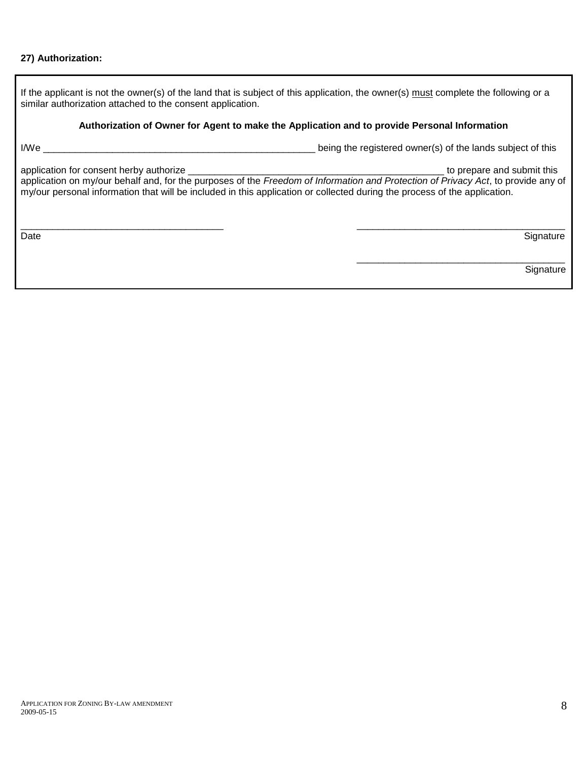**27) Authorization:**

If the applicant is not the owner(s) of the land that is subject of this application, the owner(s) <u>must</u> complete the following or a similar authorization attached to the consent application.

**Authorization of Owner for Agent to make the Application and to provide Personal Information**

I/We ____________________________________________________ being the registered owner(s) of the lands subject of this

application for consent herby authorize _________________________________________________ to prepare and submit this application on my/our behalf and, for the purposes of the *Freedom of Information and Protection of Privacy Act*, to provide any of my/our personal information that will be included in this application or collected during the process of the application.

______________________________________ ______________________________________

Date Signature

______________________________________

Signature

APPLICATION FOR ZONING BY-LAW AMENDMENT
2009-05-15